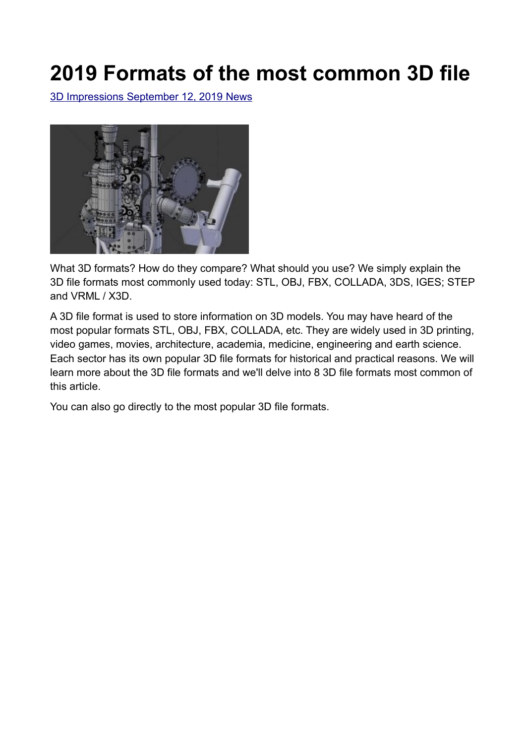# 2019 Formats of the most common 3D file

3D Impressions September 12, 2019 News

What 3D formats? How do they compare? What should you use? We simply explain the 3D file formats most commonly used today: STL, OBJ, FBX, COLLADA, 3DS, IGES; STEP and VRML / X3D.

A 3D file format is used to store information on 3D models. You may have heard of the most popular formats STL, OBJ, FBX, COLLADA, etc. They are widely used in 3D printing, video games, movies, architecture, academia, medicine, engineering and earth science. Each sector has its own popular 3D file formats for historical and practical reasons. We will learn more about the 3D file formats and we'll delve into 8 3D file formats most common of this article.

You can also go directly to the most popular 3D file formats.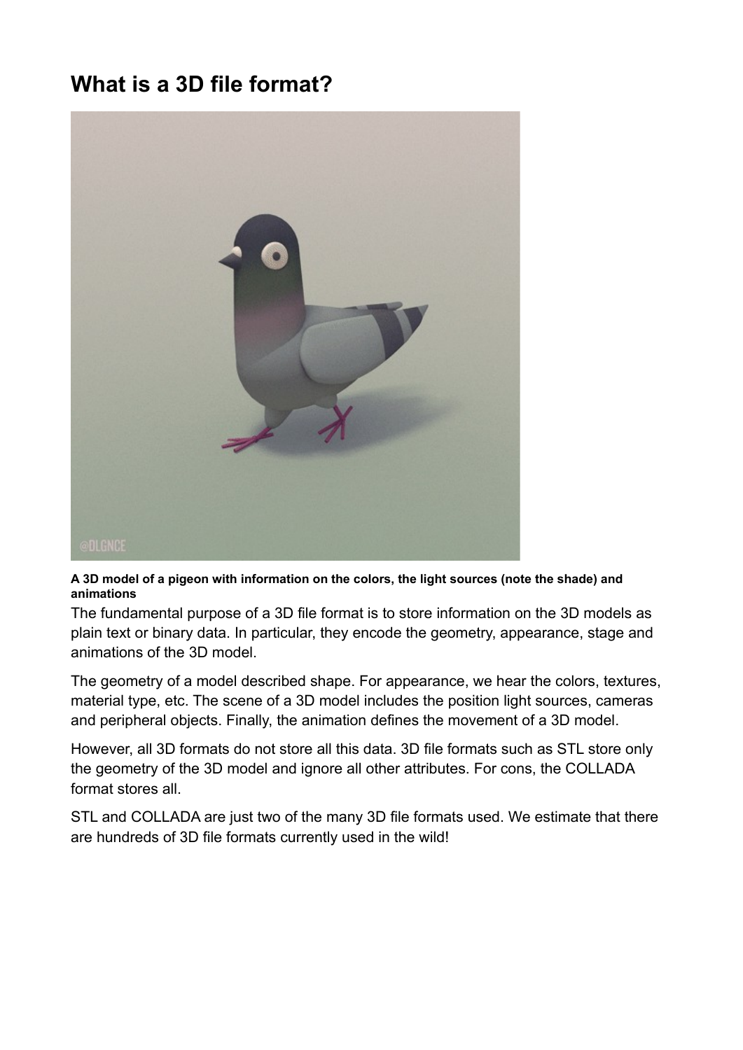# What is a 3D file format?

**A 3D model of a pigeon with information on the colors, the light sources (note the shade) and animations**

The fundamental purpose of a 3D file format is to store information on the 3D models as plain text or binary data. In particular, they encode the geometry, appearance, stage and animations of the 3D model.

The geometry of a model described shape. For appearance, we hear the colors, textures, material type, etc. The scene of a 3D model includes the position light sources, cameras and peripheral objects. Finally, the animation defines the movement of a 3D model.

However, all 3D formats do not store all this data. 3D file formats such as STL store only the geometry of the 3D model and ignore all other attributes. For cons, the COLLADA format stores all.

STL and COLLADA are just two of the many 3D file formats used. We estimate that there are hundreds of 3D file formats currently used in the wild!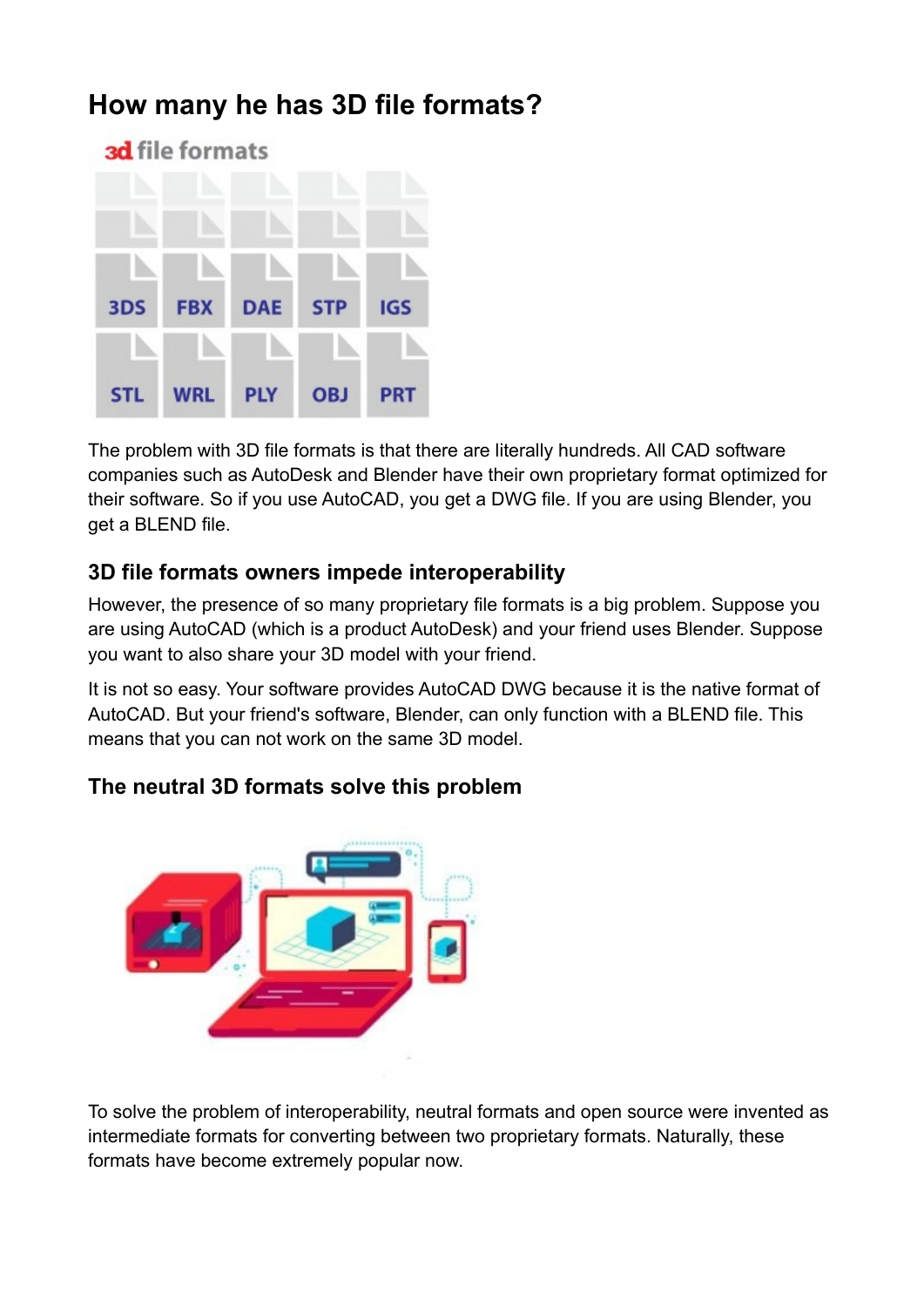# How many he has 3D file formats?

The problem with 3D file formats is that there are literally hundreds. All CAD software companies such as AutoDesk and Blender have their own proprietary format optimized for their software. So if you use AutoCAD, you get a DWG file. If you are using Blender, you get a BLEND file.

## 3D file formats owners impede interoperability

However, the presence of so many proprietary file formats is a big problem. Suppose you are using AutoCAD (which is a product AutoDesk) and your friend uses Blender. Suppose you want to also share your 3D model with your friend.

It is not so easy. Your software provides AutoCAD DWG because it is the native format of AutoCAD. But your friend's software, Blender, can only function with a BLEND file. This means that you can not work on the same 3D model.

## The neutral 3D formats solve this problem

To solve the problem of interoperability, neutral formats and open source were invented as intermediate formats for converting between two proprietary formats. Naturally, these formats have become extremely popular now.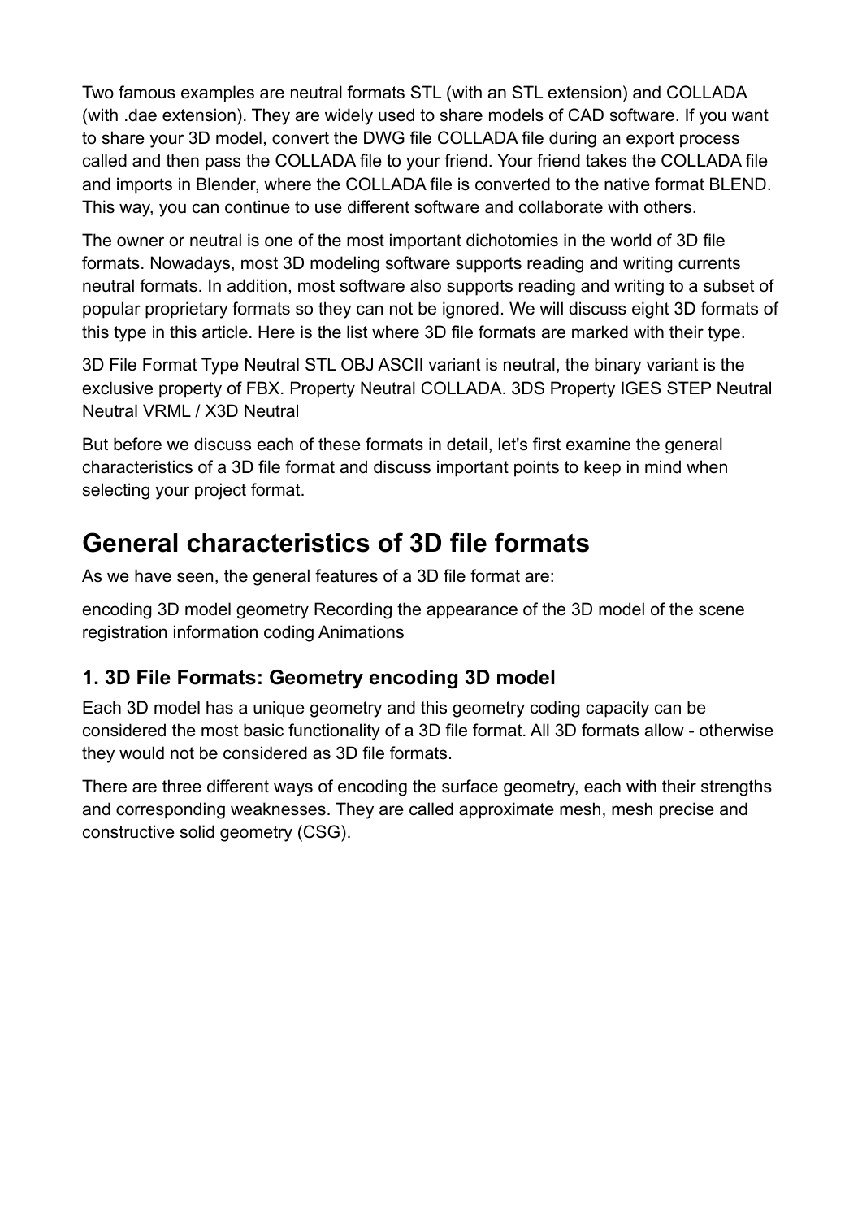Two famous examples are neutral formats STL (with an STL extension) and COLLADA (with .dae extension). They are widely used to share models of CAD software. If you want to share your 3D model, convert the DWG file COLLADA file during an export process called and then pass the COLLADA file to your friend. Your friend takes the COLLADA file and imports in Blender, where the COLLADA file is converted to the native format BLEND. This way, you can continue to use different software and collaborate with others.

The owner or neutral is one of the most important dichotomies in the world of 3D file formats. Nowadays, most 3D modeling software supports reading and writing currents neutral formats. In addition, most software also supports reading and writing to a subset of popular proprietary formats so they can not be ignored. We will discuss eight 3D formats of this type in this article. Here is the list where 3D file formats are marked with their type.

3D File Format Type Neutral STL OBJ ASCII variant is neutral, the binary variant is the exclusive property of FBX. Property Neutral COLLADA. 3DS Property IGES STEP Neutral Neutral VRML / X3D Neutral

But before we discuss each of these formats in detail, let's first examine the general characteristics of a 3D file format and discuss important points to keep in mind when selecting your project format.

## General characteristics of 3D file formats

As we have seen, the general features of a 3D file format are:

encoding 3D model geometry Recording the appearance of the 3D model of the scene registration information coding Animations

### 1. 3D File Formats: Geometry encoding 3D model

Each 3D model has a unique geometry and this geometry coding capacity can be considered the most basic functionality of a 3D file format. All 3D formats allow - otherwise they would not be considered as 3D file formats.

There are three different ways of encoding the surface geometry, each with their strengths and corresponding weaknesses. They are called approximate mesh, mesh precise and constructive solid geometry (CSG).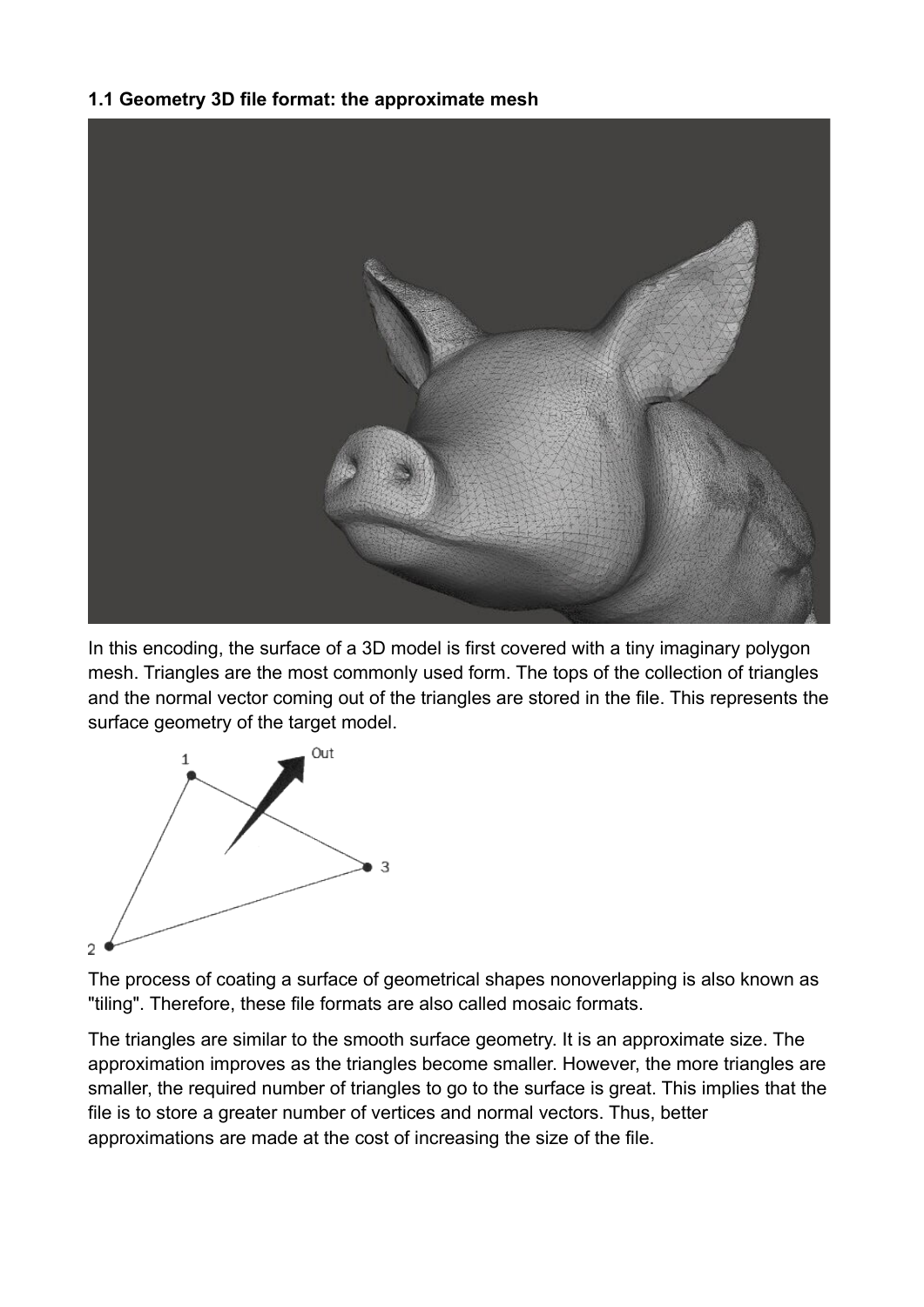**1.1 Geometry 3D file format: the approximate mesh**

In this encoding, the surface of a 3D model is first covered with a tiny imaginary polygon mesh. Triangles are the most commonly used form. The tops of the collection of triangles and the normal vector coming out of the triangles are stored in the file. This represents the surface geometry of the target model.

The process of coating a surface of geometrical shapes nonoverlapping is also known as "tiling". Therefore, these file formats are also called mosaic formats.

The triangles are similar to the smooth surface geometry. It is an approximate size. The approximation improves as the triangles become smaller. However, the more triangles are smaller, the required number of triangles to go to the surface is great. This implies that the file is to store a greater number of vertices and normal vectors. Thus, better approximations are made at the cost of increasing the size of the file.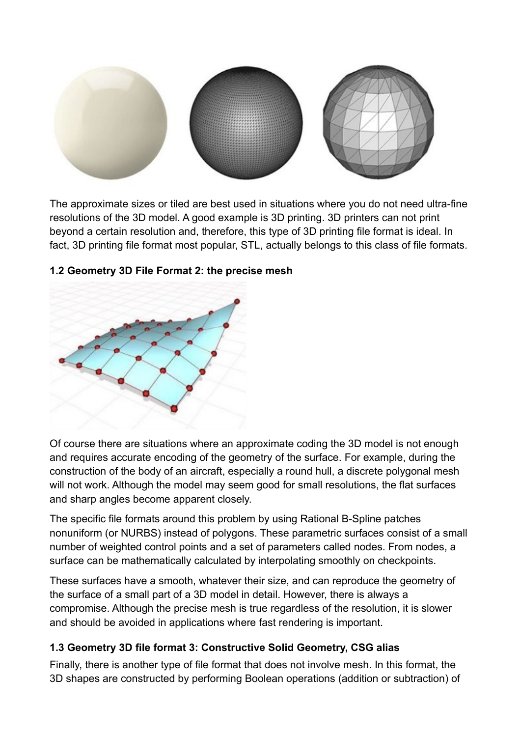The approximate sizes or tiled are best used in situations where you do not need ultra-fine resolutions of the 3D model. A good example is 3D printing. 3D printers can not print beyond a certain resolution and, therefore, this type of 3D printing file format is ideal. In fact, 3D printing file format most popular, STL, actually belongs to this class of file formats.

### 1.2 Geometry 3D File Format 2: the precise mesh

Of course there are situations where an approximate coding the 3D model is not enough and requires accurate encoding of the geometry of the surface. For example, during the construction of the body of an aircraft, especially a round hull, a discrete polygonal mesh will not work. Although the model may seem good for small resolutions, the flat surfaces and sharp angles become apparent closely.

The specific file formats around this problem by using Rational B-Spline patches nonuniform (or NURBS) instead of polygons. These parametric surfaces consist of a small number of weighted control points and a set of parameters called nodes. From nodes, a surface can be mathematically calculated by interpolating smoothly on checkpoints.

These surfaces have a smooth, whatever their size, and can reproduce the geometry of the surface of a small part of a 3D model in detail. However, there is always a compromise. Although the precise mesh is true regardless of the resolution, it is slower and should be avoided in applications where fast rendering is important.

### 1.3 Geometry 3D file format 3: Constructive Solid Geometry, CSG alias

Finally, there is another type of file format that does not involve mesh. In this format, the 3D shapes are constructed by performing Boolean operations (addition or subtraction) of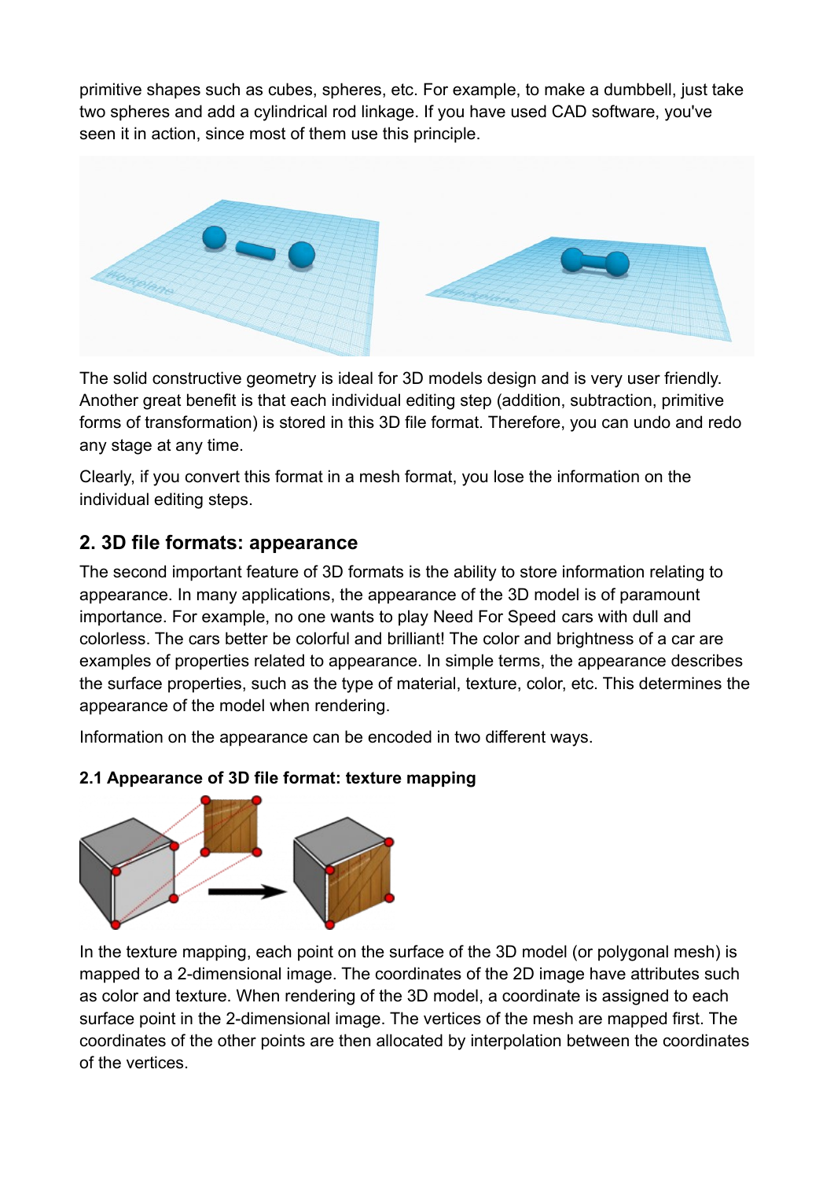primitive shapes such as cubes, spheres, etc. For example, to make a dumbbell, just take two spheres and add a cylindrical rod linkage. If you have used CAD software, you've seen it in action, since most of them use this principle.

The solid constructive geometry is ideal for 3D models design and is very user friendly. Another great benefit is that each individual editing step (addition, subtraction, primitive forms of transformation) is stored in this 3D file format. Therefore, you can undo and redo any stage at any time.

Clearly, if you convert this format in a mesh format, you lose the information on the individual editing steps.

## 2. 3D file formats: appearance

The second important feature of 3D formats is the ability to store information relating to appearance. In many applications, the appearance of the 3D model is of paramount importance. For example, no one wants to play Need For Speed cars with dull and colorless. The cars better be colorful and brilliant! The color and brightness of a car are examples of properties related to appearance. In simple terms, the appearance describes the surface properties, such as the type of material, texture, color, etc. This determines the appearance of the model when rendering.

Information on the appearance can be encoded in two different ways.

### 2.1 Appearance of 3D file format: texture mapping

In the texture mapping, each point on the surface of the 3D model (or polygonal mesh) is mapped to a 2-dimensional image. The coordinates of the 2D image have attributes such as color and texture. When rendering of the 3D model, a coordinate is assigned to each surface point in the 2-dimensional image. The vertices of the mesh are mapped first. The coordinates of the other points are then allocated by interpolation between the coordinates of the vertices.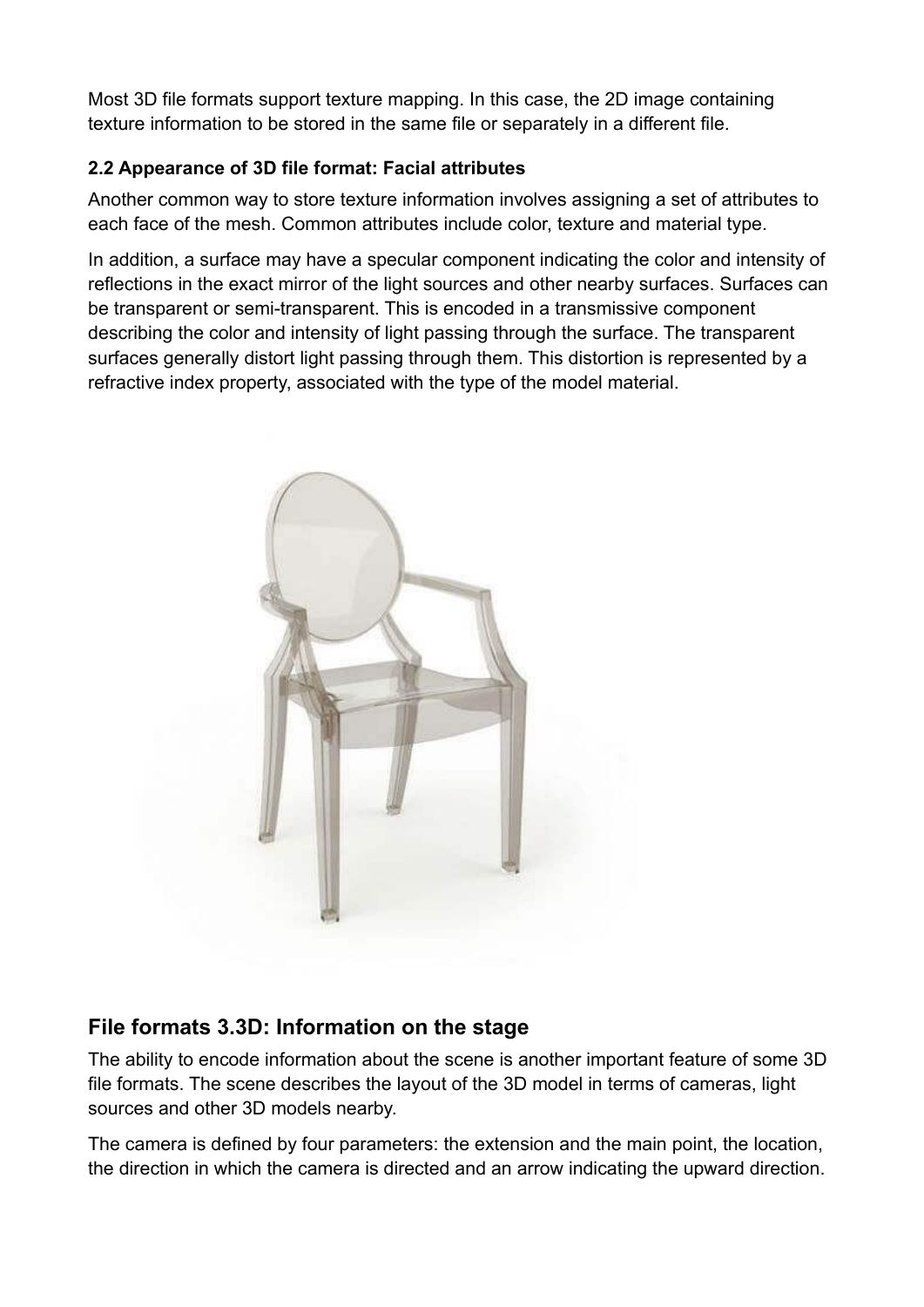Most 3D file formats support texture mapping. In this case, the 2D image containing texture information to be stored in the same file or separately in a different file.

#### 2.2 Appearance of 3D file format: Facial attributes

Another common way to store texture information involves assigning a set of attributes to each face of the mesh. Common attributes include color, texture and material type.

In addition, a surface may have a specular component indicating the color and intensity of reflections in the exact mirror of the light sources and other nearby surfaces. Surfaces can be transparent or semi-transparent. This is encoded in a transmissive component describing the color and intensity of light passing through the surface. The transparent surfaces generally distort light passing through them. This distortion is represented by a refractive index property, associated with the type of the model material.

### File formats 3.3D: Information on the stage

The ability to encode information about the scene is another important feature of some 3D file formats. The scene describes the layout of the 3D model in terms of cameras, light sources and other 3D models nearby.

The camera is defined by four parameters: the extension and the main point, the location, the direction in which the camera is directed and an arrow indicating the upward direction.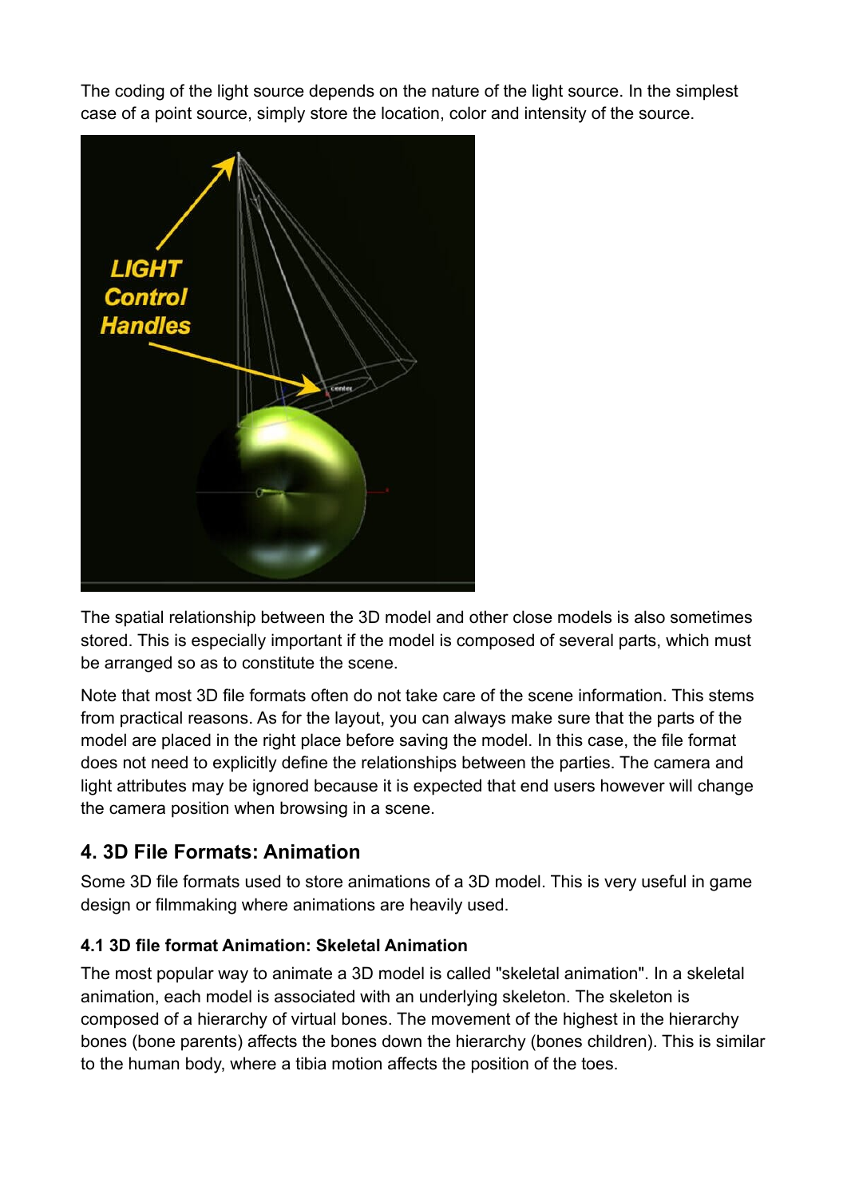The coding of the light source depends on the nature of the light source. In the simplest case of a point source, simply store the location, color and intensity of the source.

The spatial relationship between the 3D model and other close models is also sometimes stored. This is especially important if the model is composed of several parts, which must be arranged so as to constitute the scene.

Note that most 3D file formats often do not take care of the scene information. This stems from practical reasons. As for the layout, you can always make sure that the parts of the model are placed in the right place before saving the model. In this case, the file format does not need to explicitly define the relationships between the parties. The camera and light attributes may be ignored because it is expected that end users however will change the camera position when browsing in a scene.

## 4. 3D File Formats: Animation

Some 3D file formats used to store animations of a 3D model. This is very useful in game design or filmmaking where animations are heavily used.

### 4.1 3D file format Animation: Skeletal Animation

The most popular way to animate a 3D model is called "skeletal animation". In a skeletal animation, each model is associated with an underlying skeleton. The skeleton is composed of a hierarchy of virtual bones. The movement of the highest in the hierarchy bones (bone parents) affects the bones down the hierarchy (bones children). This is similar to the human body, where a tibia motion affects the position of the toes.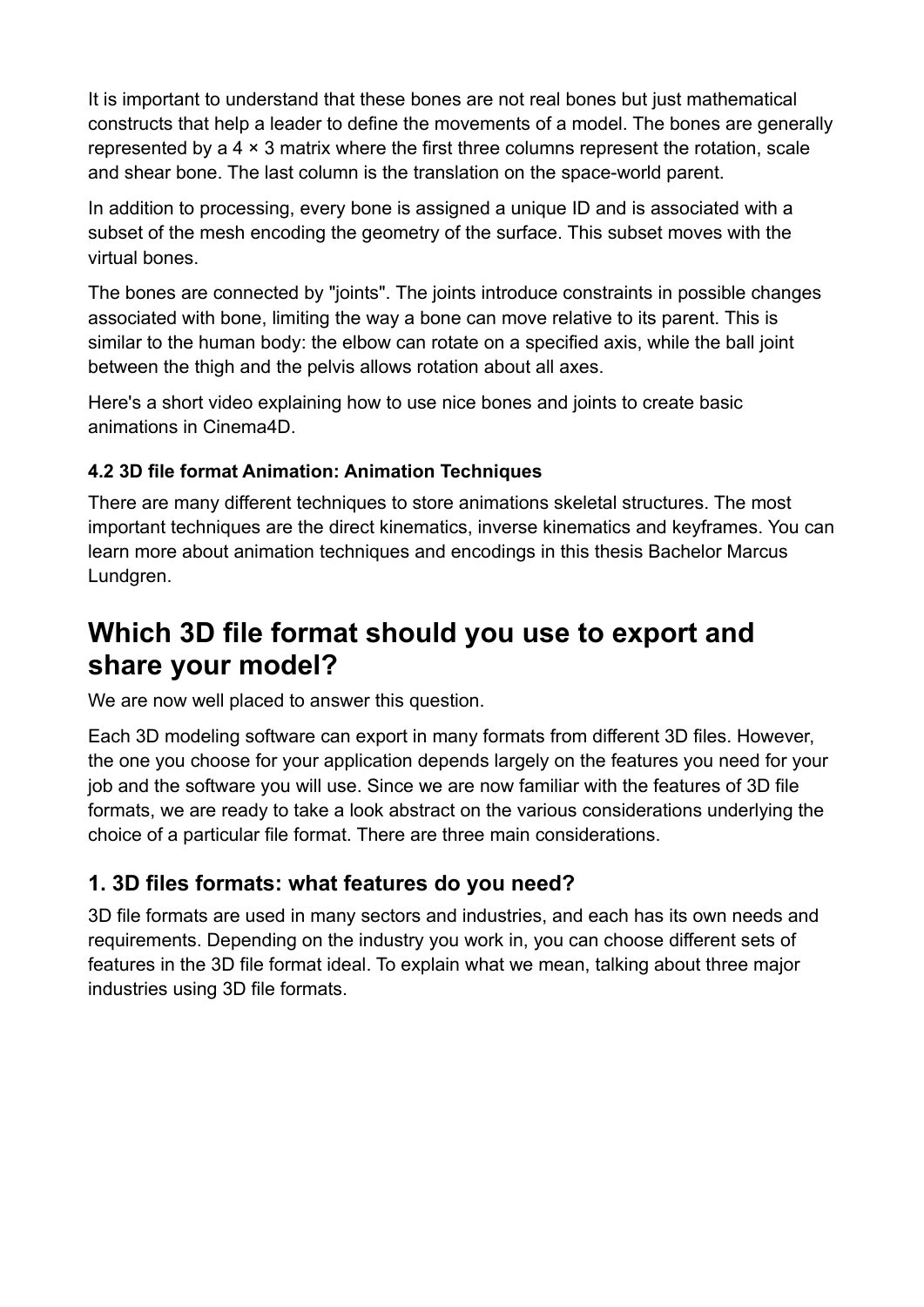It is important to understand that these bones are not real bones but just mathematical constructs that help a leader to define the movements of a model. The bones are generally represented by a 4 × 3 matrix where the first three columns represent the rotation, scale and shear bone. The last column is the translation on the space-world parent.

In addition to processing, every bone is assigned a unique ID and is associated with a subset of the mesh encoding the geometry of the surface. This subset moves with the virtual bones.

The bones are connected by "joints". The joints introduce constraints in possible changes associated with bone, limiting the way a bone can move relative to its parent. This is similar to the human body: the elbow can rotate on a specified axis, while the ball joint between the thigh and the pelvis allows rotation about all axes.

Here's a short video explaining how to use nice bones and joints to create basic animations in Cinema4D.

#### 4.2 3D file format Animation: Animation Techniques

There are many different techniques to store animations skeletal structures. The most important techniques are the direct kinematics, inverse kinematics and keyframes. You can learn more about animation techniques and encodings in this thesis Bachelor Marcus Lundgren.

# Which 3D file format should you use to export and share your model?

We are now well placed to answer this question.

Each 3D modeling software can export in many formats from different 3D files. However, the one you choose for your application depends largely on the features you need for your job and the software you will use. Since we are now familiar with the features of 3D file formats, we are ready to take a look abstract on the various considerations underlying the choice of a particular file format. There are three main considerations.

## 1. 3D files formats: what features do you need?

3D file formats are used in many sectors and industries, and each has its own needs and requirements. Depending on the industry you work in, you can choose different sets of features in the 3D file format ideal. To explain what we mean, talking about three major industries using 3D file formats.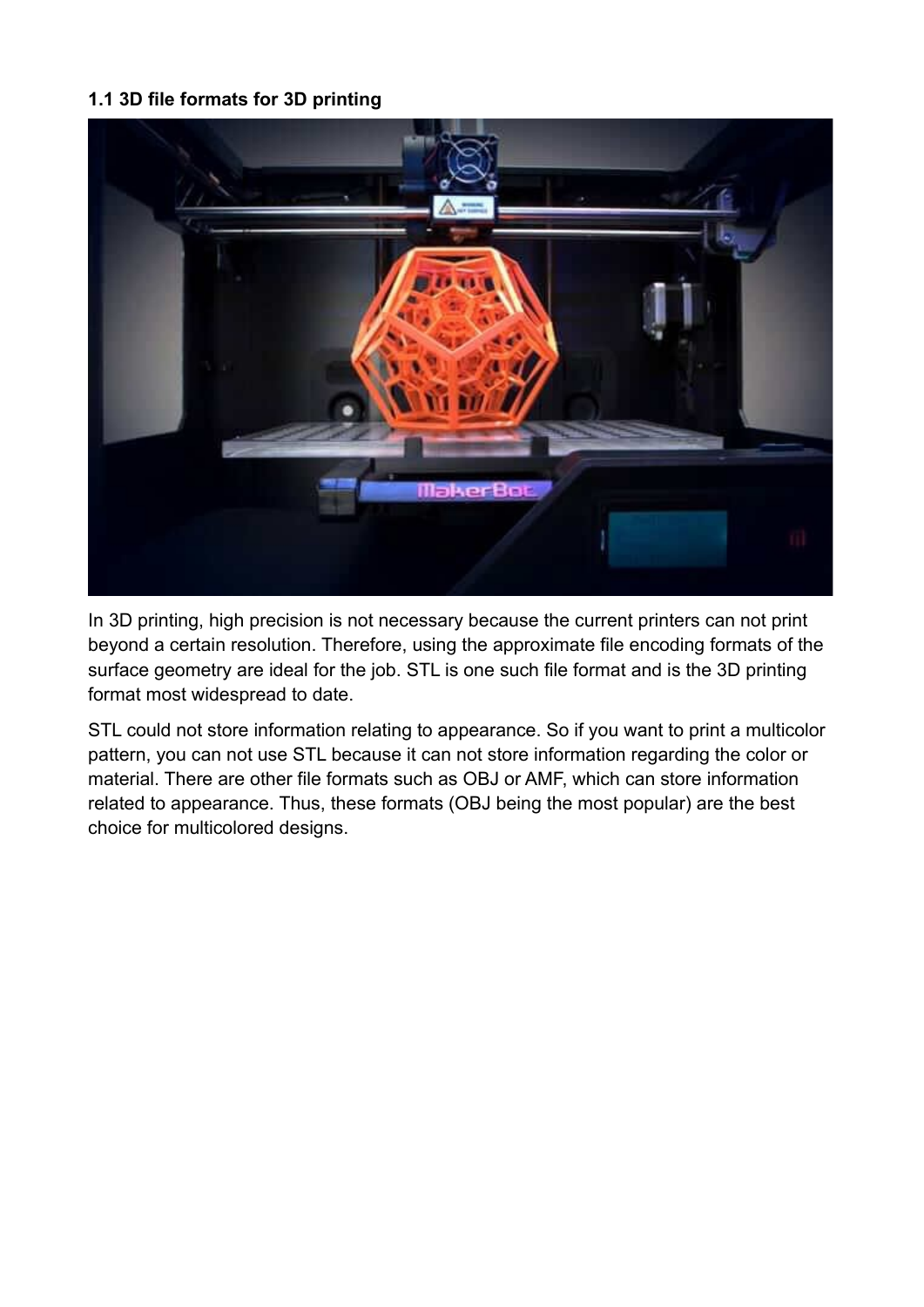**1.1 3D file formats for 3D printing**

In 3D printing, high precision is not necessary because the current printers can not print beyond a certain resolution. Therefore, using the approximate file encoding formats of the surface geometry are ideal for the job. STL is one such file format and is the 3D printing format most widespread to date.

STL could not store information relating to appearance. So if you want to print a multicolor pattern, you can not use STL because it can not store information regarding the color or material. There are other file formats such as OBJ or AMF, which can store information related to appearance. Thus, these formats (OBJ being the most popular) are the best choice for multicolored designs.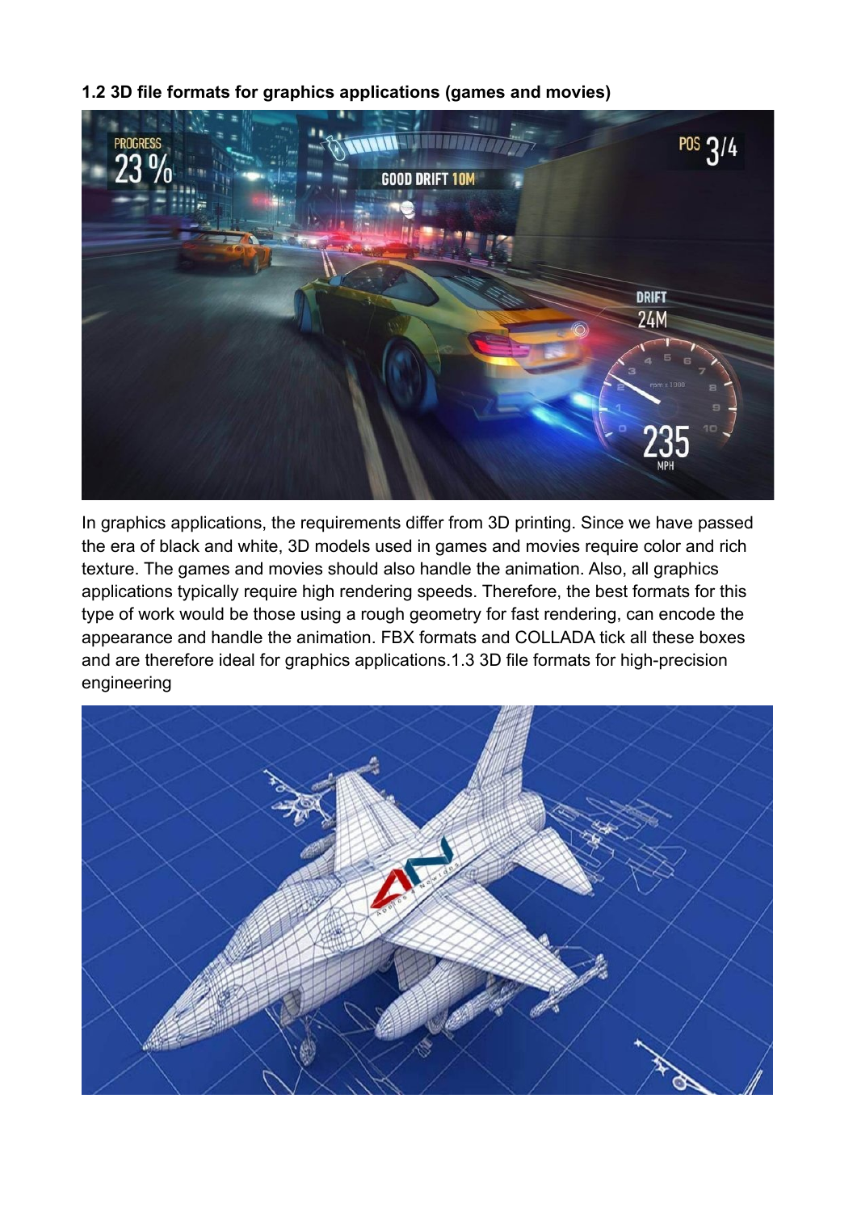**1.2 3D file formats for graphics applications (games and movies)**

In graphics applications, the requirements differ from 3D printing. Since we have passed the era of black and white, 3D models used in games and movies require color and rich texture. The games and movies should also handle the animation. Also, all graphics applications typically require high rendering speeds. Therefore, the best formats for this type of work would be those using a rough geometry for fast rendering, can encode the appearance and handle the animation. FBX formats and COLLADA tick all these boxes and are therefore ideal for graphics applications.1.3 3D file formats for high-precision engineering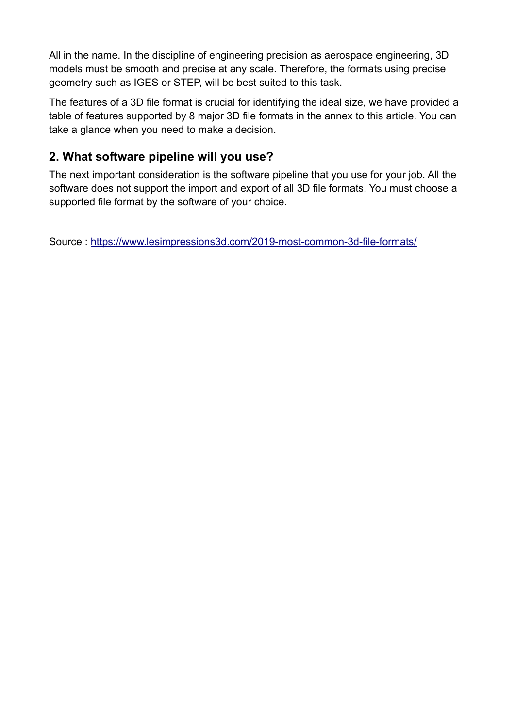All in the name. In the discipline of engineering precision as aerospace engineering, 3D models must be smooth and precise at any scale. Therefore, the formats using precise geometry such as IGES or STEP, will be best suited to this task.

The features of a 3D file format is crucial for identifying the ideal size, we have provided a table of features supported by 8 major 3D file formats in the annex to this article. You can take a glance when you need to make a decision.

## 2. What software pipeline will you use?

The next important consideration is the software pipeline that you use for your job. All the software does not support the import and export of all 3D file formats. You must choose a supported file format by the software of your choice.

Source : [https://www.lesimpressions3d.com/2019-most-common-3d-file-formats/](https://www.lesimpressions3d.com/2019-most-common-3d-file-formats/)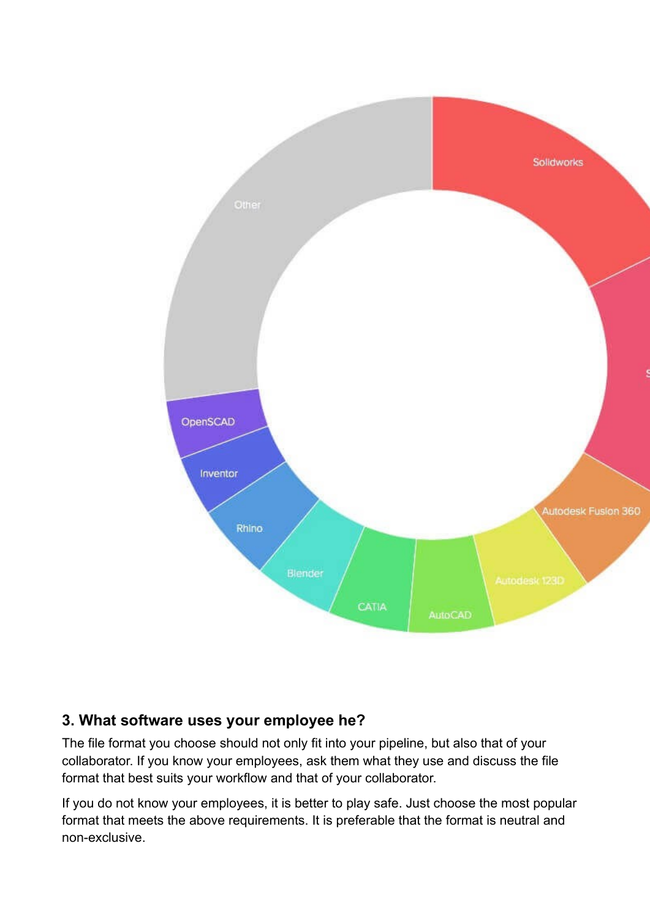### 3. What software uses your employee he?

The file format you choose should not only fit into your pipeline, but also that of your collaborator. If you know your employees, ask them what they use and discuss the file format that best suits your workflow and that of your collaborator.

If you do not know your employees, it is better to play safe. Just choose the most popular format that meets the above requirements. It is preferable that the format is neutral and non-exclusive.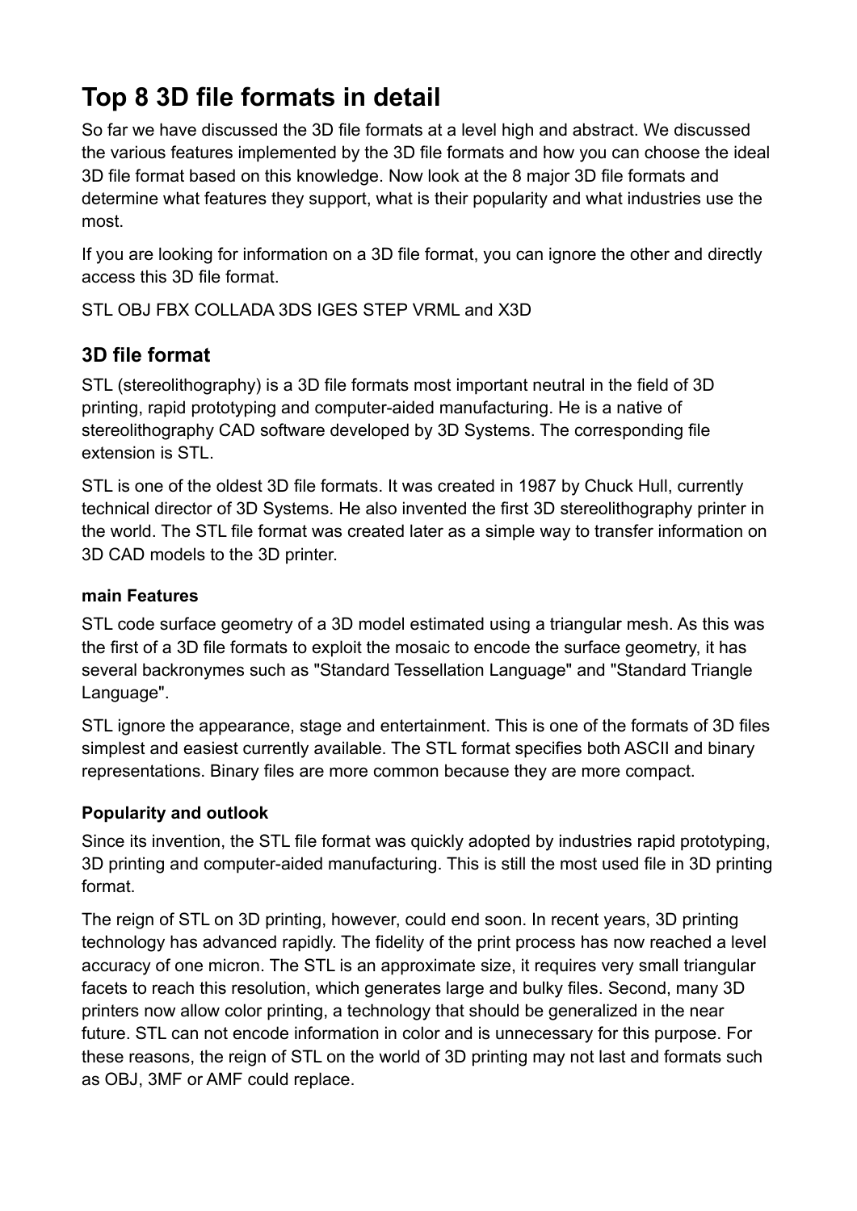# Top 8 3D file formats in detail

So far we have discussed the 3D file formats at a level high and abstract. We discussed the various features implemented by the 3D file formats and how you can choose the ideal 3D file format based on this knowledge. Now look at the 8 major 3D file formats and determine what features they support, what is their popularity and what industries use the most.

If you are looking for information on a 3D file format, you can ignore the other and directly access this 3D file format.

STL OBJ FBX COLLADA 3DS IGES STEP VRML and X3D

## 3D file format

STL (stereolithography) is a 3D file formats most important neutral in the field of 3D printing, rapid prototyping and computer-aided manufacturing. He is a native of stereolithography CAD software developed by 3D Systems. The corresponding file extension is STL.

STL is one of the oldest 3D file formats. It was created in 1987 by Chuck Hull, currently technical director of 3D Systems. He also invented the first 3D stereolithography printer in the world. The STL file format was created later as a simple way to transfer information on 3D CAD models to the 3D printer.

### main Features

STL code surface geometry of a 3D model estimated using a triangular mesh. As this was the first of a 3D file formats to exploit the mosaic to encode the surface geometry, it has several backronymes such as "Standard Tessellation Language" and "Standard Triangle Language".

STL ignore the appearance, stage and entertainment. This is one of the formats of 3D files simplest and easiest currently available. The STL format specifies both ASCII and binary representations. Binary files are more common because they are more compact.

### Popularity and outlook

Since its invention, the STL file format was quickly adopted by industries rapid prototyping, 3D printing and computer-aided manufacturing. This is still the most used file in 3D printing format.

The reign of STL on 3D printing, however, could end soon. In recent years, 3D printing technology has advanced rapidly. The fidelity of the print process has now reached a level accuracy of one micron. The STL is an approximate size, it requires very small triangular facets to reach this resolution, which generates large and bulky files. Second, many 3D printers now allow color printing, a technology that should be generalized in the near future. STL can not encode information in color and is unnecessary for this purpose. For these reasons, the reign of STL on the world of 3D printing may not last and formats such as OBJ, 3MF or AMF could replace.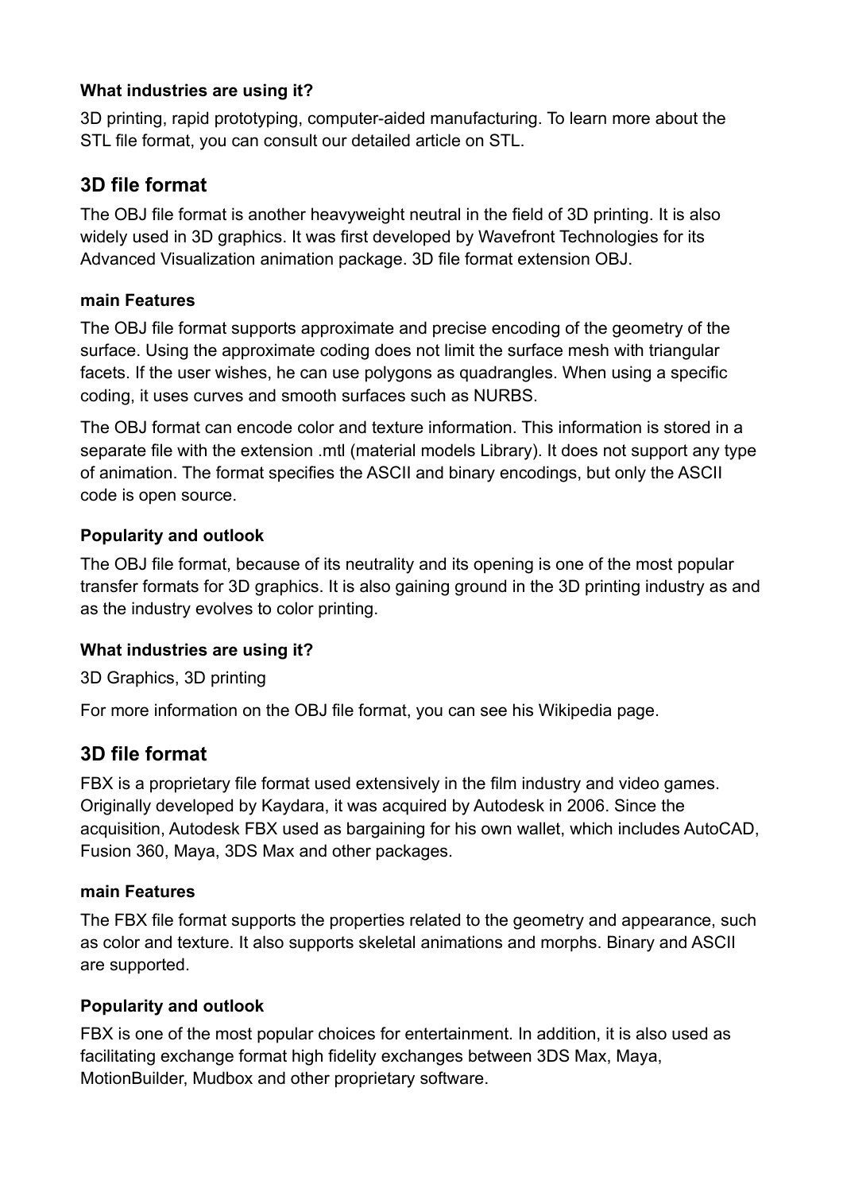#### What industries are using it?

3D printing, rapid prototyping, computer-aided manufacturing. To learn more about the STL file format, you can consult our detailed article on STL.

## 3D file format

The OBJ file format is another heavyweight neutral in the field of 3D printing. It is also widely used in 3D graphics. It was first developed by Wavefront Technologies for its Advanced Visualization animation package. 3D file format extension OBJ.

#### main Features

The OBJ file format supports approximate and precise encoding of the geometry of the surface. Using the approximate coding does not limit the surface mesh with triangular facets. If the user wishes, he can use polygons as quadrangles. When using a specific coding, it uses curves and smooth surfaces such as NURBS.

The OBJ format can encode color and texture information. This information is stored in a separate file with the extension .mtl (material models Library). It does not support any type of animation. The format specifies the ASCII and binary encodings, but only the ASCII code is open source.

#### Popularity and outlook

The OBJ file format, because of its neutrality and its opening is one of the most popular transfer formats for 3D graphics. It is also gaining ground in the 3D printing industry as and as the industry evolves to color printing.

#### What industries are using it?

3D Graphics, 3D printing

For more information on the OBJ file format, you can see his Wikipedia page.

## 3D file format

FBX is a proprietary file format used extensively in the film industry and video games. Originally developed by Kaydara, it was acquired by Autodesk in 2006. Since the acquisition, Autodesk FBX used as bargaining for his own wallet, which includes AutoCAD, Fusion 360, Maya, 3DS Max and other packages.

#### main Features

The FBX file format supports the properties related to the geometry and appearance, such as color and texture. It also supports skeletal animations and morphs. Binary and ASCII are supported.

#### Popularity and outlook

FBX is one of the most popular choices for entertainment. In addition, it is also used as facilitating exchange format high fidelity exchanges between 3DS Max, Maya, MotionBuilder, Mudbox and other proprietary software.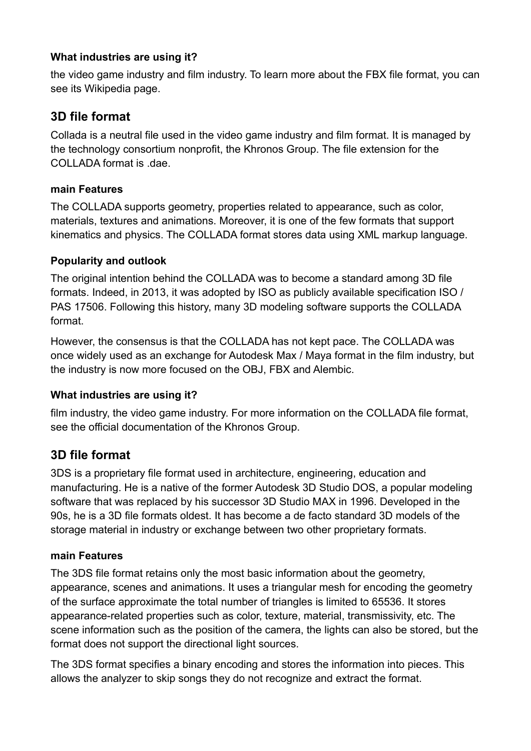#### What industries are using it?

the video game industry and film industry. To learn more about the FBX file format, you can see its Wikipedia page.

## 3D file format

Collada is a neutral file used in the video game industry and film format. It is managed by the technology consortium nonprofit, the Khronos Group. The file extension for the COLLADA format is .dae.

#### main Features

The COLLADA supports geometry, properties related to appearance, such as color, materials, textures and animations. Moreover, it is one of the few formats that support kinematics and physics. The COLLADA format stores data using XML markup language.

#### Popularity and outlook

The original intention behind the COLLADA was to become a standard among 3D file formats. Indeed, in 2013, it was adopted by ISO as publicly available specification ISO / PAS 17506. Following this history, many 3D modeling software supports the COLLADA format.

However, the consensus is that the COLLADA has not kept pace. The COLLADA was once widely used as an exchange for Autodesk Max / Maya format in the film industry, but the industry is now more focused on the OBJ, FBX and Alembic.

#### What industries are using it?

film industry, the video game industry. For more information on the COLLADA file format, see the official documentation of the Khronos Group.

## 3D file format

3DS is a proprietary file format used in architecture, engineering, education and manufacturing. He is a native of the former Autodesk 3D Studio DOS, a popular modeling software that was replaced by his successor 3D Studio MAX in 1996. Developed in the 90s, he is a 3D file formats oldest. It has become a de facto standard 3D models of the storage material in industry or exchange between two other proprietary formats.

#### main Features

The 3DS file format retains only the most basic information about the geometry, appearance, scenes and animations. It uses a triangular mesh for encoding the geometry of the surface approximate the total number of triangles is limited to 65536. It stores appearance-related properties such as color, texture, material, transmissivity, etc. The scene information such as the position of the camera, the lights can also be stored, but the format does not support the directional light sources.

The 3DS format specifies a binary encoding and stores the information into pieces. This allows the analyzer to skip songs they do not recognize and extract the format.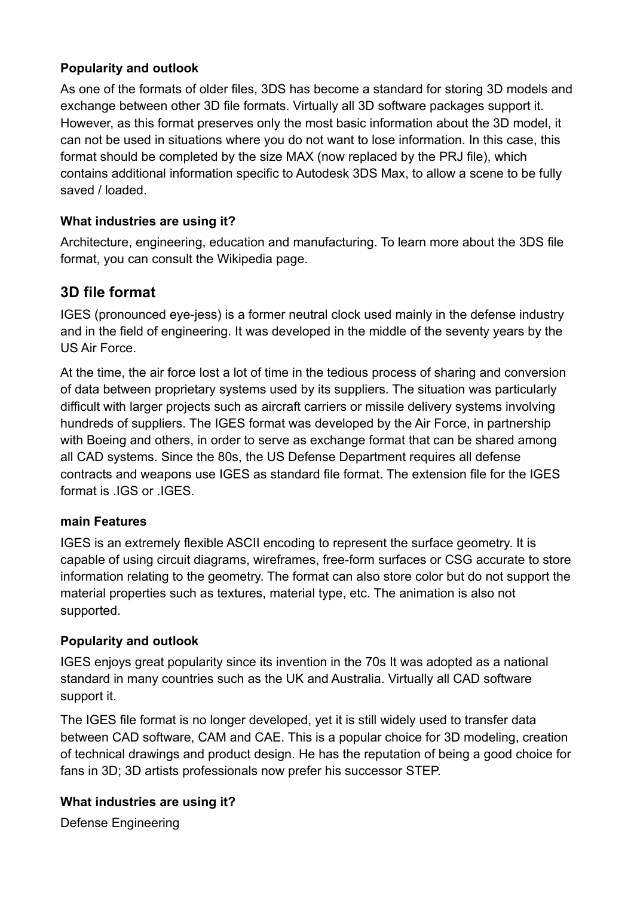#### Popularity and outlook

As one of the formats of older files, 3DS has become a standard for storing 3D models and exchange between other 3D file formats. Virtually all 3D software packages support it. However, as this format preserves only the most basic information about the 3D model, it can not be used in situations where you do not want to lose information. In this case, this format should be completed by the size MAX (now replaced by the PRJ file), which contains additional information specific to Autodesk 3DS Max, to allow a scene to be fully saved / loaded.

#### What industries are using it?

Architecture, engineering, education and manufacturing. To learn more about the 3DS file format, you can consult the Wikipedia page.

### 3D file format

IGES (pronounced eye-jess) is a former neutral clock used mainly in the defense industry and in the field of engineering. It was developed in the middle of the seventy years by the US Air Force.

At the time, the air force lost a lot of time in the tedious process of sharing and conversion of data between proprietary systems used by its suppliers. The situation was particularly difficult with larger projects such as aircraft carriers or missile delivery systems involving hundreds of suppliers. The IGES format was developed by the Air Force, in partnership with Boeing and others, in order to serve as exchange format that can be shared among all CAD systems. Since the 80s, the US Defense Department requires all defense contracts and weapons use IGES as standard file format. The extension file for the IGES format is .IGS or .IGES.

#### main Features

IGES is an extremely flexible ASCII encoding to represent the surface geometry. It is capable of using circuit diagrams, wireframes, free-form surfaces or CSG accurate to store information relating to the geometry. The format can also store color but do not support the material properties such as textures, material type, etc. The animation is also not supported.

#### Popularity and outlook

IGES enjoys great popularity since its invention in the 70s It was adopted as a national standard in many countries such as the UK and Australia. Virtually all CAD software support it.

The IGES file format is no longer developed, yet it is still widely used to transfer data between CAD software, CAM and CAE. This is a popular choice for 3D modeling, creation of technical drawings and product design. He has the reputation of being a good choice for fans in 3D; 3D artists professionals now prefer his successor STEP.

#### What industries are using it?

Defense Engineering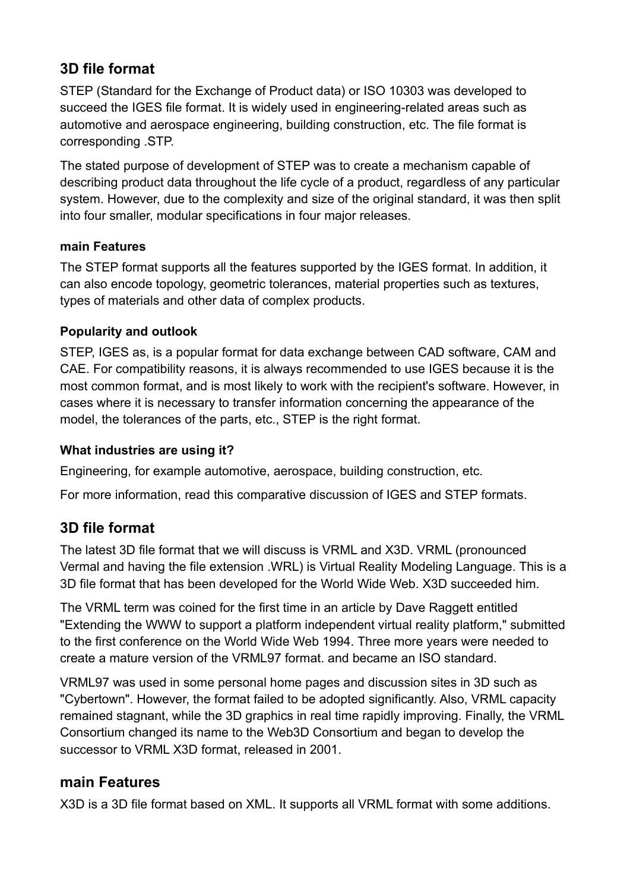## 3D file format

STEP (Standard for the Exchange of Product data) or ISO 10303 was developed to succeed the IGES file format. It is widely used in engineering-related areas such as automotive and aerospace engineering, building construction, etc. The file format is corresponding .STP.

The stated purpose of development of STEP was to create a mechanism capable of describing product data throughout the life cycle of a product, regardless of any particular system. However, due to the complexity and size of the original standard, it was then split into four smaller, modular specifications in four major releases.

#### main Features

The STEP format supports all the features supported by the IGES format. In addition, it can also encode topology, geometric tolerances, material properties such as textures, types of materials and other data of complex products.

#### Popularity and outlook

STEP, IGES as, is a popular format for data exchange between CAD software, CAM and CAE. For compatibility reasons, it is always recommended to use IGES because it is the most common format, and is most likely to work with the recipient's software. However, in cases where it is necessary to transfer information concerning the appearance of the model, the tolerances of the parts, etc., STEP is the right format.

#### What industries are using it?

Engineering, for example automotive, aerospace, building construction, etc.

For more information, read this comparative discussion of IGES and STEP formats.

## 3D file format

The latest 3D file format that we will discuss is VRML and X3D. VRML (pronounced Vermal and having the file extension .WRL) is Virtual Reality Modeling Language. This is a 3D file format that has been developed for the World Wide Web. X3D succeeded him.

The VRML term was coined for the first time in an article by Dave Raggett entitled "Extending the WWW to support a platform independent virtual reality platform," submitted to the first conference on the World Wide Web 1994. Three more years were needed to create a mature version of the VRML97 format. and became an ISO standard.

VRML97 was used in some personal home pages and discussion sites in 3D such as "Cybertown". However, the format failed to be adopted significantly. Also, VRML capacity remained stagnant, while the 3D graphics in real time rapidly improving. Finally, the VRML Consortium changed its name to the Web3D Consortium and began to develop the successor to VRML X3D format, released in 2001.

## main Features

X3D is a 3D file format based on XML. It supports all VRML format with some additions.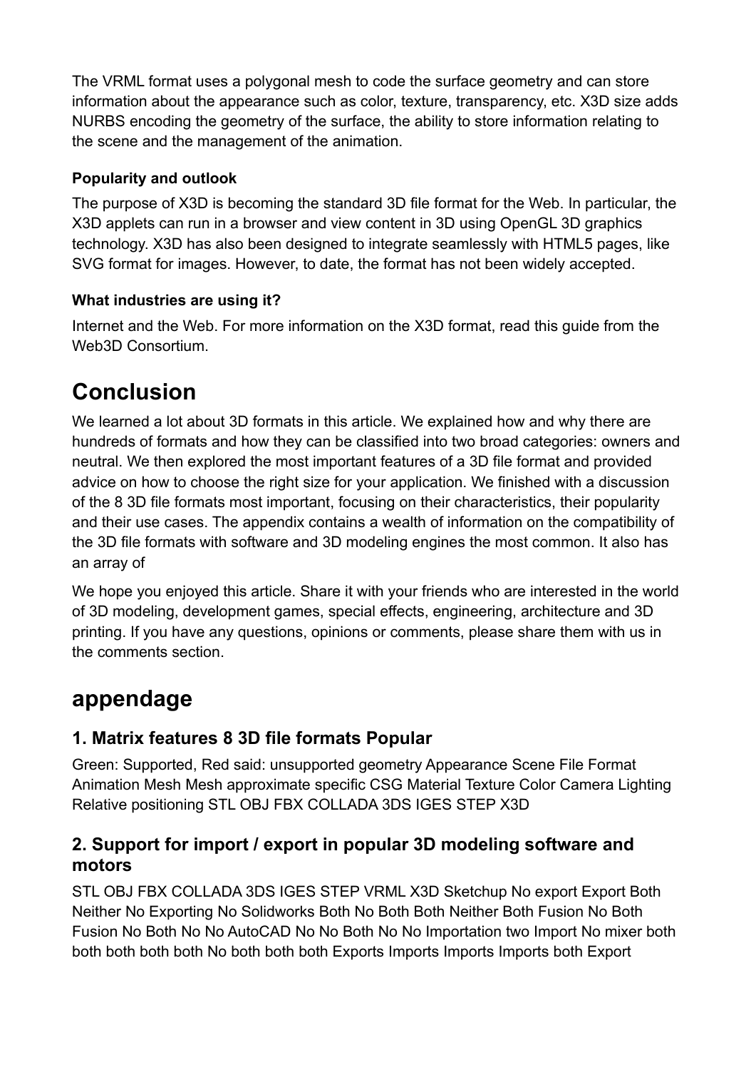The VRML format uses a polygonal mesh to code the surface geometry and can store information about the appearance such as color, texture, transparency, etc. X3D size adds NURBS encoding the geometry of the surface, the ability to store information relating to the scene and the management of the animation.

### Popularity and outlook

The purpose of X3D is becoming the standard 3D file format for the Web. In particular, the X3D applets can run in a browser and view content in 3D using OpenGL 3D graphics technology. X3D has also been designed to integrate seamlessly with HTML5 pages, like SVG format for images. However, to date, the format has not been widely accepted.

### What industries are using it?

Internet and the Web. For more information on the X3D format, read this guide from the Web3D Consortium.

# Conclusion

We learned a lot about 3D formats in this article. We explained how and why there are hundreds of formats and how they can be classified into two broad categories: owners and neutral. We then explored the most important features of a 3D file format and provided advice on how to choose the right size for your application. We finished with a discussion of the 8 3D file formats most important, focusing on their characteristics, their popularity and their use cases. The appendix contains a wealth of information on the compatibility of the 3D file formats with software and 3D modeling engines the most common. It also has an array of

We hope you enjoyed this article. Share it with your friends who are interested in the world of 3D modeling, development games, special effects, engineering, architecture and 3D printing. If you have any questions, opinions or comments, please share them with us in the comments section.

# appendage

## 1. Matrix features 8 3D file formats Popular

Green: Supported, Red said: unsupported geometry Appearance Scene File Format Animation Mesh Mesh approximate specific CSG Material Texture Color Camera Lighting Relative positioning STL OBJ FBX COLLADA 3DS IGES STEP X3D

## 2. Support for import / export in popular 3D modeling software and motors

STL OBJ FBX COLLADA 3DS IGES STEP VRML X3D Sketchup No export Export Both Neither No Exporting No Solidworks Both No Both Both Neither Both Fusion No Both Fusion No Both No No AutoCAD No No Both No No Importation two Import No mixer both both both both both No both both both Exports Imports Imports Imports both Export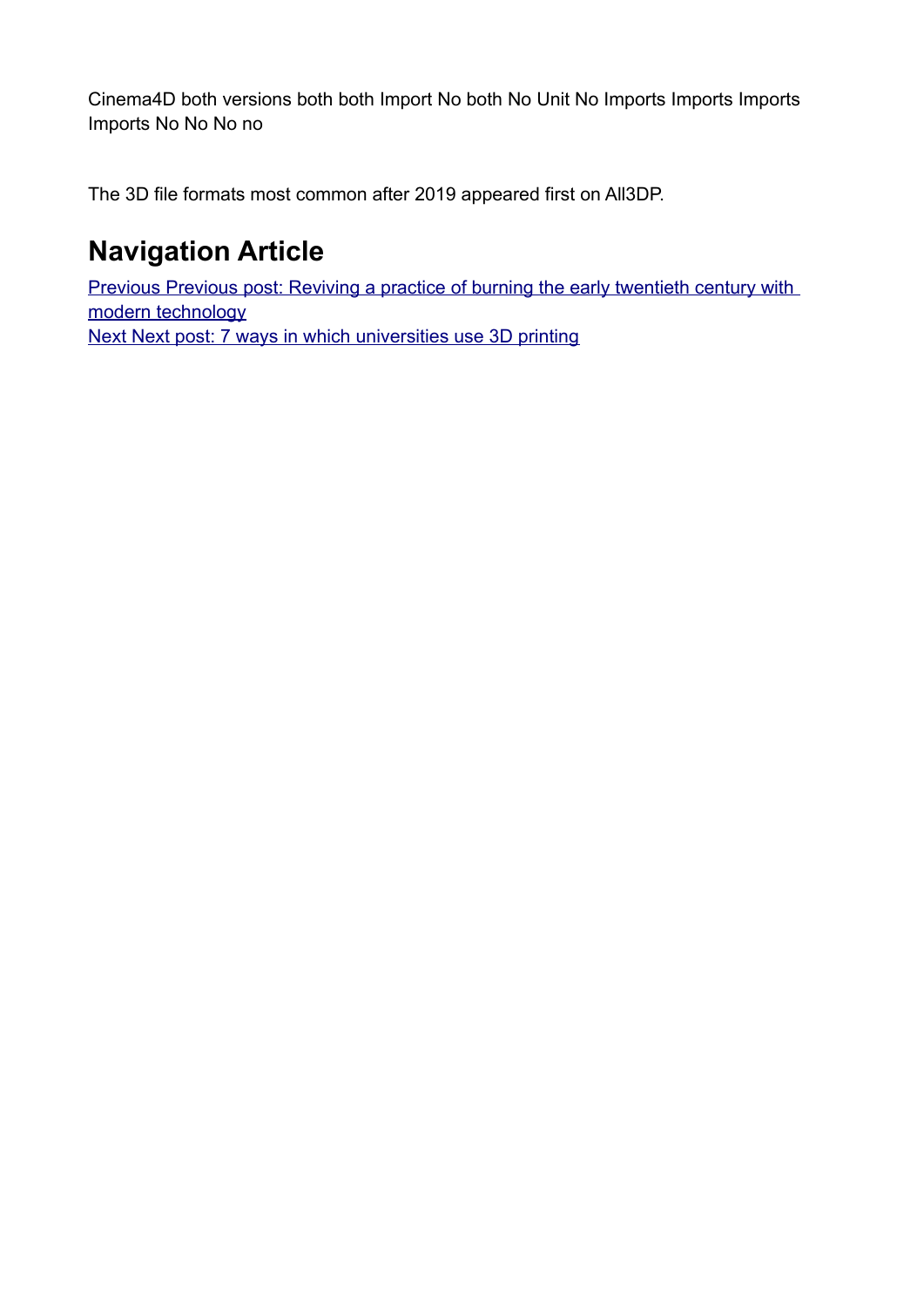Cinema4D both versions both both Import No both No Unit No Imports Imports Imports Imports No No No no

The 3D file formats most common after 2019 appeared first on All3DP.

## Navigation Article

[Previous Previous post: Reviving a practice of burning the early twentieth century with modern technology]()
[Next Next post: 7 ways in which universities use 3D printing]()